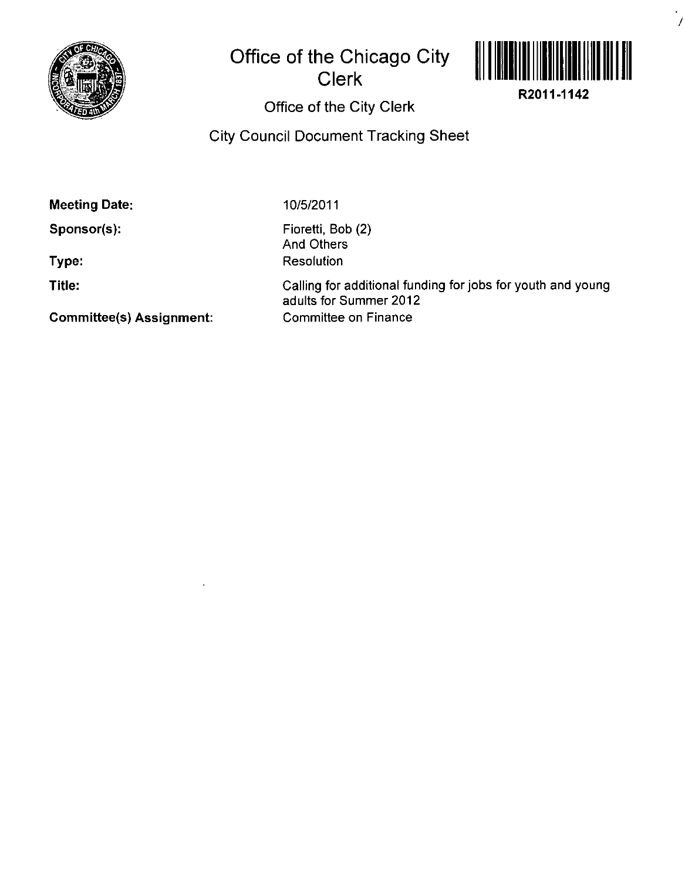# Office of the Chicago City Clerk

R2011-1142

## Office of the City Clerk

## City Council Document Tracking Sheet

**Meeting Date:** 10/5/2011

**Sponsor(s):** Fioretti, Bob (2)
And Others

**Type:** Resolution

**Title:** Calling for additional funding for jobs for youth and young adults for Summer 2012

**Committee(s) Assignment:** Committee on Finance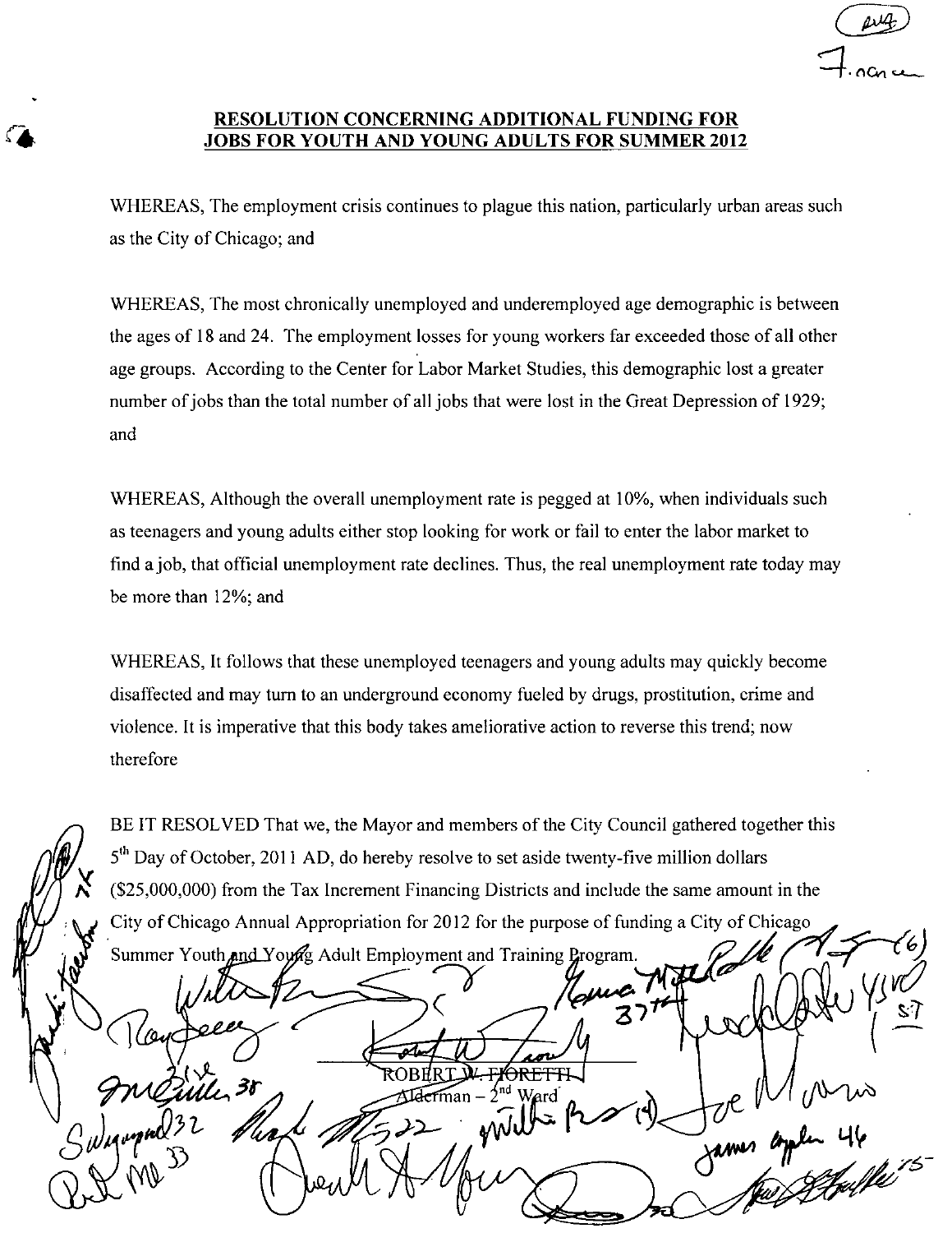## RESOLUTION CONCERNING ADDITIONAL FUNDING FOR JOBS FOR YOUTH AND YOUNG ADULTS FOR SUMMER 2012

WHEREAS, The employment crisis continues to plague this nation, particularly urban areas such as the City of Chicago; and

WHEREAS, The most chronically unemployed and underemployed age demographic is between the ages of 18 and 24. The employment losses for young workers far exceeded those of all other age groups. According to the Center for Labor Market Studies, this demographic lost a greater number of jobs than the total number of all jobs that were lost in the Great Depression of 1929; and

WHEREAS, Although the overall unemployment rate is pegged at 10%, when individuals such as teenagers and young adults either stop looking for work or fail to enter the labor market to find a job, that official unemployment rate declines. Thus, the real unemployment rate today may be more than 12%; and

WHEREAS, It follows that these unemployed teenagers and young adults may quickly become disaffected and may turn to an underground economy fueled by drugs, prostitution, crime and violence. It is imperative that this body takes ameliorative action to reverse this trend; now therefore

BE IT RESOLVED That we, the Mayor and members of the City Council gathered together this 5th Day of October, 2011 AD, do hereby resolve to set aside twenty-five million dollars ($25,000,000) from the Tax Increment Financing Districts and include the same amount in the City of Chicago Annual Appropriation for 2012 for the purpose of funding a City of Chicago Summer Youth and Young Adult Employment and Training Program.

ROBERT W. FIORETTI
Alderman – 2nd Ward